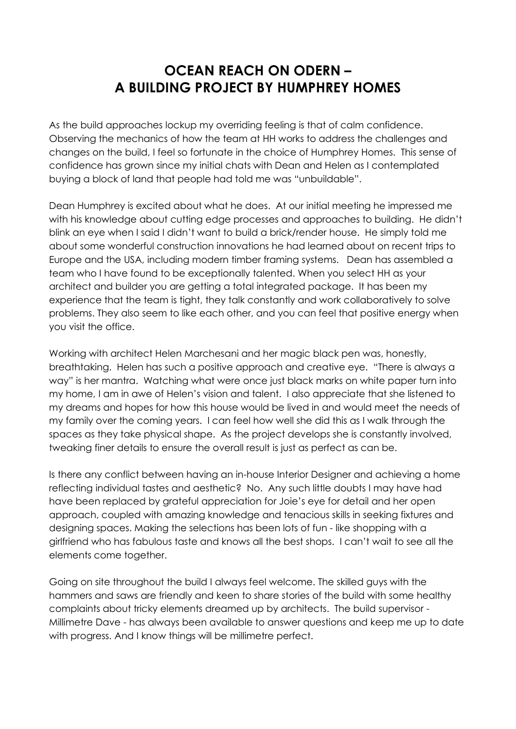# OCEAN REACH ON ODERN – A BUILDING PROJECT BY HUMPHREY HOMES

As the build approaches lockup my overriding feeling is that of calm confidence. Observing the mechanics of how the team at HH works to address the challenges and changes on the build, I feel so fortunate in the choice of Humphrey Homes. This sense of confidence has grown since my initial chats with Dean and Helen as I contemplated buying a block of land that people had told me was "unbuildable".

Dean Humphrey is excited about what he does. At our initial meeting he impressed me with his knowledge about cutting edge processes and approaches to building. He didn't blink an eye when I said I didn't want to build a brick/render house. He simply told me about some wonderful construction innovations he had learned about on recent trips to Europe and the USA, including modern timber framing systems. Dean has assembled a team who I have found to be exceptionally talented. When you select HH as your architect and builder you are getting a total integrated package. It has been my experience that the team is tight, they talk constantly and work collaboratively to solve problems. They also seem to like each other, and you can feel that positive energy when you visit the office.

Working with architect Helen Marchesani and her magic black pen was, honestly, breathtaking. Helen has such a positive approach and creative eye. "There is always a way" is her mantra. Watching what were once just black marks on white paper turn into my home, I am in awe of Helen's vision and talent. I also appreciate that she listened to my dreams and hopes for how this house would be lived in and would meet the needs of my family over the coming years. I can feel how well she did this as I walk through the spaces as they take physical shape. As the project develops she is constantly involved, tweaking finer details to ensure the overall result is just as perfect as can be.

Is there any conflict between having an in-house Interior Designer and achieving a home reflecting individual tastes and aesthetic? No. Any such little doubts I may have had have been replaced by grateful appreciation for Joie's eye for detail and her open approach, coupled with amazing knowledge and tenacious skills in seeking fixtures and designing spaces. Making the selections has been lots of fun - like shopping with a girlfriend who has fabulous taste and knows all the best shops. I can't wait to see all the elements come together.

Going on site throughout the build I always feel welcome. The skilled guys with the hammers and saws are friendly and keen to share stories of the build with some healthy complaints about tricky elements dreamed up by architects. The build supervisor - Millimetre Dave - has always been available to answer questions and keep me up to date with progress. And I know things will be millimetre perfect.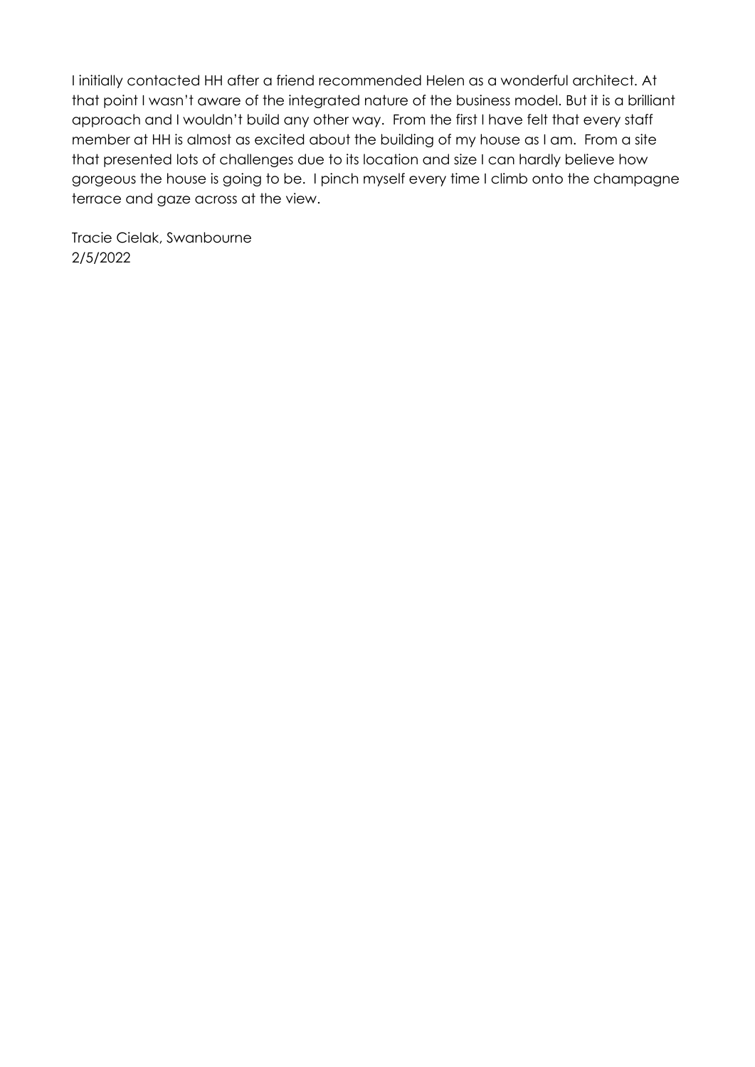I initially contacted HH after a friend recommended Helen as a wonderful architect. At that point I wasn't aware of the integrated nature of the business model. But it is a brilliant approach and I wouldn't build any other way. From the first I have felt that every staff member at HH is almost as excited about the building of my house as I am. From a site that presented lots of challenges due to its location and size I can hardly believe how gorgeous the house is going to be. I pinch myself every time I climb onto the champagne terrace and gaze across at the view.

Tracie Cielak, Swanbourne
2/5/2022